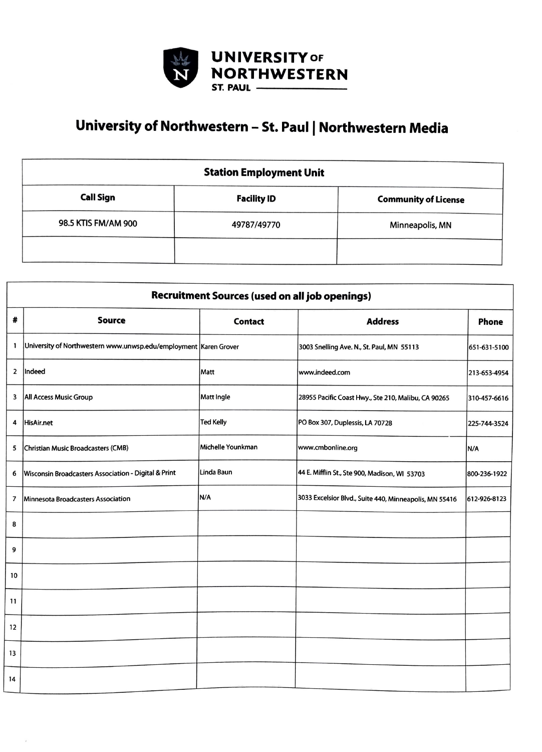UNIVERSITY OF NORTHWESTERN ST. PAUL

# University of Northwestern – St. Paul | Northwestern Media

| Station Employment Unit | | |
|---|---|---|
| **Call Sign** | **Facility ID** | **Community of License** |
| 98.5 KTIS FM/AM 900 | 49787/49770 | Minneapolis, MN |
| | | |

| Recruitment Sources (used on all job openings) | | | | |
|---|---|---|---|---|
| **#** | **Source** | **Contact** | **Address** | **Phone** |
| 1 | University of Northwestern www.unwsp.edu/employment | Karen Grover | 3003 Snelling Ave. N., St. Paul, MN 55113 | 651-631-5100 |
| 2 | Indeed | Matt | www.indeed.com | 213-653-4954 |
| 3 | All Access Music Group | Matt Ingle | 28955 Pacific Coast Hwy., Ste 210, Malibu, CA 90265 | 310-457-6616 |
| 4 | HisAir.net | Ted Kelly | PO Box 307, Duplessis, LA 70728 | 225-744-3524 |
| 5 | Christian Music Broadcasters (CMB) | Michelle Younkman | www.cmbonline.org | N/A |
| 6 | Wisconsin Broadcasters Association - Digital & Print | Linda Baun | 44 E. Mifflin St., Ste 900, Madison, WI 53703 | 800-236-1922 |
| 7 | Minnesota Broadcasters Association | N/A | 3033 Excelsior Blvd., Suite 440, Minneapolis, MN 55416 | 612-926-8123 |
| 8 | | | | |
| 9 | | | | |
| 10 | | | | |
| 11 | | | | |
| 12 | | | | |
| 13 | | | | |
| 14 | | | | |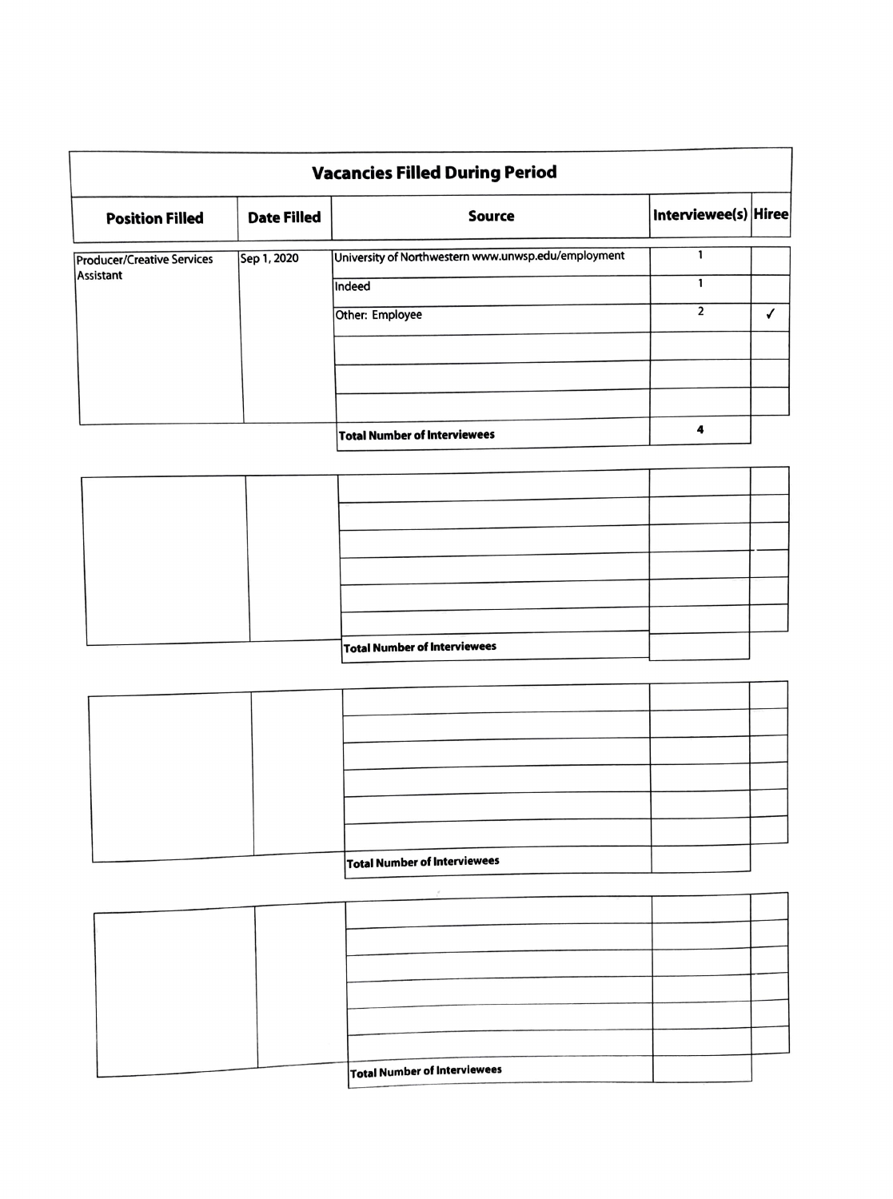## Vacancies Filled During Period

| Position Filled | Date Filled | Source | Interviewee(s) | Hiree |
| --- | --- | --- | --- | --- |
| Producer/Creative Services Assistant | Sep 1, 2020 | University of Northwestern www.unwsp.edu/employment | 1 | |
| | | Indeed | 1 | |
| | | Other: Employee | 2 | ✓ |
| | | | | |
| | | | | |
| | | | | |
| | | Total Number of Interviewees | 4 | |

| Position Filled | Date Filled | Source | Interviewee(s) | Hiree |
| --- | --- | --- | --- | --- |
| | | | | |
| | | | | |
| | | | | |
| | | | | |
| | | | | |
| | | | | |
| | | Total Number of Interviewees | | |

| Position Filled | Date Filled | Source | Interviewee(s) | Hiree |
| --- | --- | --- | --- | --- |
| | | | | |
| | | | | |
| | | | | |
| | | | | |
| | | | | |
| | | | | |
| | | Total Number of Interviewees | | |

| Position Filled | Date Filled | Source | Interviewee(s) | Hiree |
| --- | --- | --- | --- | --- |
| | | | | |
| | | | | |
| | | | | |
| | | | | |
| | | | | |
| | | | | |
| | | Total Number of Interviewees | | |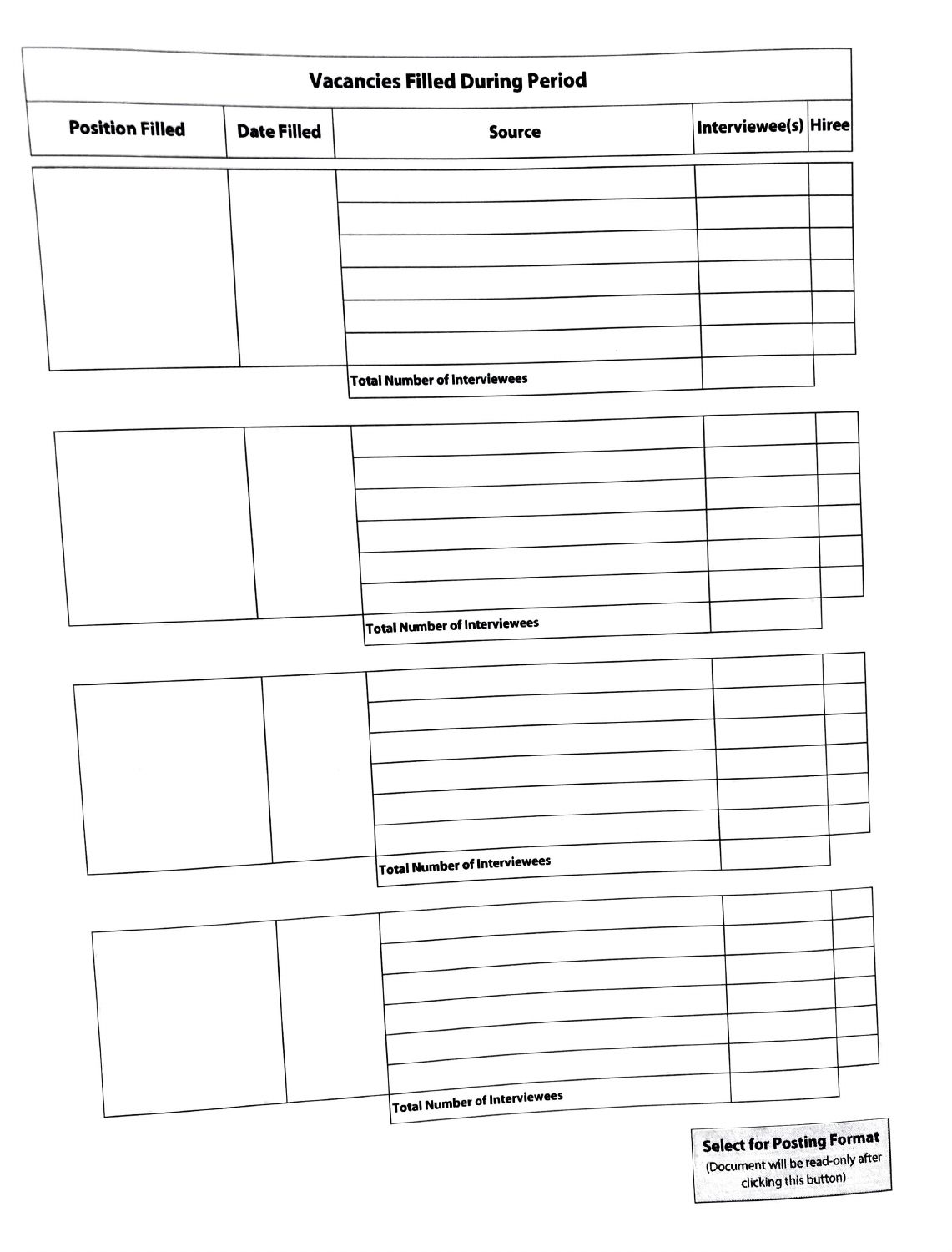## Vacancies Filled During Period

| Position Filled | Date Filled | Source | Interviewee(s) | Hiree |
|---|---|---|---|---|
| | | | | |
| | | | | |
| | | | | |
| | | | | |
| | | | | |
| | | | | |
| | | Total Number of Interviewees | | |
| | | | | |
| | | | | |
| | | | | |
| | | | | |
| | | | | |
| | | | | |
| | | Total Number of Interviewees | | |
| | | | | |
| | | | | |
| | | | | |
| | | | | |
| | | | | |
| | | | | |
| | | Total Number of Interviewees | | |
| | | | | |
| | | | | |
| | | | | |
| | | | | |
| | | | | |
| | | | | |
| | | Total Number of Interviewees | | |

**Select for Posting Format**
(Document will be read-only after clicking this button)